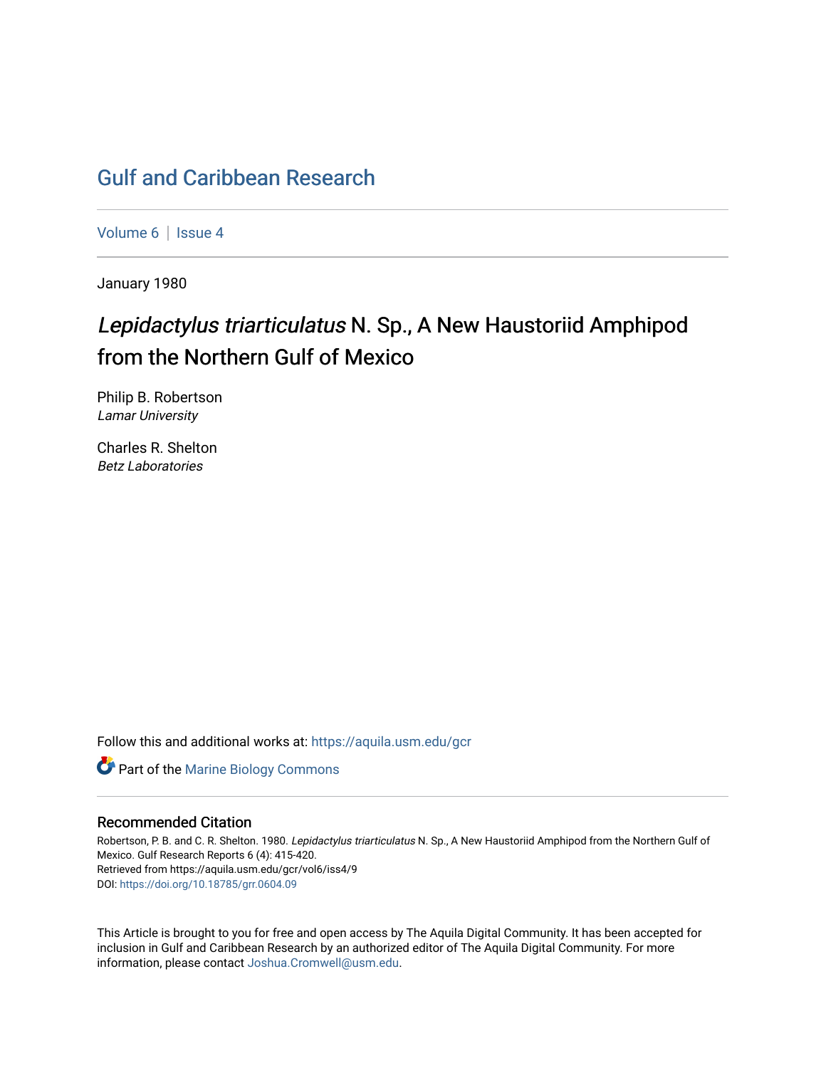# Gulf and Caribbean Research

Volume 6 | Issue 4

January 1980

## *Lepidactylus triarticulatus* N. Sp., A New Haustoriid Amphipod from the Northern Gulf of Mexico

Philip B. Robertson
*Lamar University*

Charles R. Shelton
*Betz Laboratories*

Follow this and additional works at: https://aquila.usm.edu/gcr

Part of the Marine Biology Commons

### Recommended Citation

Robertson, P. B. and C. R. Shelton. 1980. *Lepidactylus triarticulatus* N. Sp., A New Haustoriid Amphipod from the Northern Gulf of Mexico. Gulf Research Reports 6 (4): 415-420.
Retrieved from https://aquila.usm.edu/gcr/vol6/iss4/9
DOI: https://doi.org/10.18785/grr.0604.09

This Article is brought to you for free and open access by The Aquila Digital Community. It has been accepted for inclusion in Gulf and Caribbean Research by an authorized editor of The Aquila Digital Community. For more information, please contact Joshua.Cromwell@usm.edu.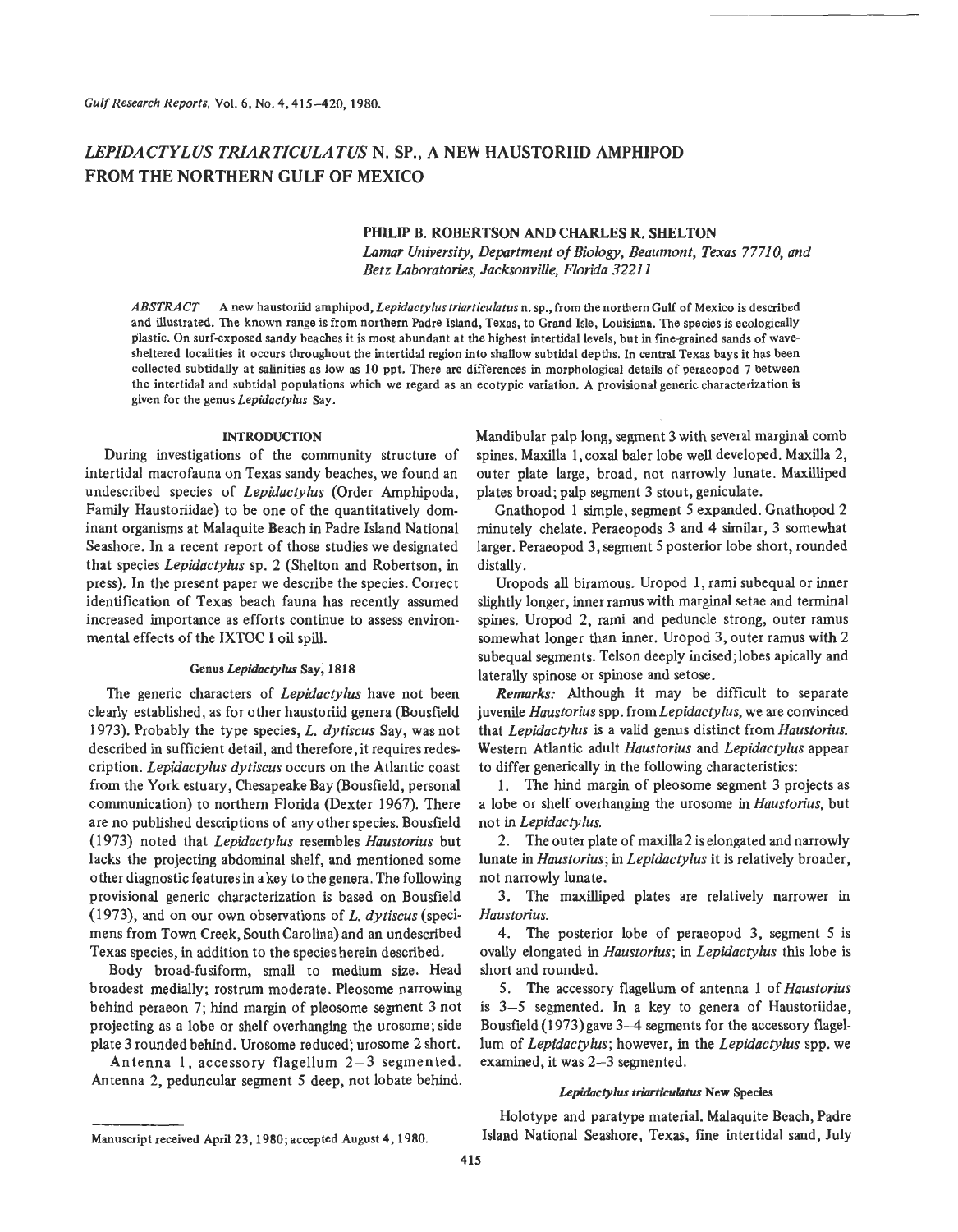# *LEPIDACTYLUS TRIARTICULATUS* N. SP., A NEW HAUSTORIID AMPHIPOD FROM THE NORTHERN GULF OF MEXICO

**PHILIP B. ROBERTSON AND CHARLES R. SHELTON**

*Lamar University, Department of Biology, Beaumont, Texas 77710, and Betz Laboratories, Jacksonville, Florida 32211*

*ABSTRACT* A new haustoriid amphipod, *Lepidactylus triarticulatus* n. sp., from the northern Gulf of Mexico is described and illustrated. The known range is from northern Padre Island, Texas, to Grand Isle, Louisiana. The species is ecologically plastic. On surf-exposed sandy beaches it is most abundant at the highest intertidal levels, but in fine-grained sands of wave-sheltered localities it occurs throughout the intertidal region into shallow subtidal depths. In central Texas bays it has been collected subtidally at salinities as low as 10 ppt. There are differences in morphological details of peraeopod 7 between the intertidal and subtidal populations which we regard as an ecotypic variation. A provisional generic characterization is given for the genus *Lepidactylus* Say.

## INTRODUCTION

During investigations of the community structure of intertidal macrofauna on Texas sandy beaches, we found an undescribed species of *Lepidactylus* (Order Amphipoda, Family Haustoriidae) to be one of the quantitatively dominant organisms at Malaquite Beach in Padre Island National Seashore. In a recent report of those studies we designated that species *Lepidactylus* sp. 2 (Shelton and Robertson, in press). In the present paper we describe the species. Correct identification of Texas beach fauna has recently assumed increased importance as efforts continue to assess environmental effects of the IXTOC I oil spill.

### Genus *Lepidactylus* Say, 1818

The generic characters of *Lepidactylus* have not been clearly established, as for other haustoriid genera (Bousfield 1973). Probably the type species, *L. dytiscus* Say, was not described in sufficient detail, and therefore, it requires redescription. *Lepidactylus dytiscus* occurs on the Atlantic coast from the York estuary, Chesapeake Bay (Bousfield, personal communication) to northern Florida (Dexter 1967). There are no published descriptions of any other species. Bousfield (1973) noted that *Lepidactylus* resembles *Haustorius* but lacks the projecting abdominal shelf, and mentioned some other diagnostic features in a key to the genera. The following provisional generic characterization is based on Bousfield (1973), and on our own observations of *L. dytiscus* (specimens from Town Creek, South Carolina) and an undescribed Texas species, in addition to the species herein described.

Body broad-fusiform, small to medium size. Head broadest medially; rostrum moderate. Pleosome narrowing behind peraeon 7; hind margin of pleosome segment 3 not projecting as a lobe or shelf overhanging the urosome; side plate 3 rounded behind. Urosome reduced; urosome 2 short.

Antenna 1, accessory flagellum 2–3 segmented. Antenna 2, peduncular segment 5 deep, not lobate behind. Mandibular palp long, segment 3 with several marginal comb spines. Maxilla 1, coxal baler lobe well developed. Maxilla 2, outer plate large, broad, not narrowly lunate. Maxilliped plates broad; palp segment 3 stout, geniculate.

Gnathopod 1 simple, segment 5 expanded. Gnathopod 2 minutely chelate. Peraeopods 3 and 4 similar, 3 somewhat larger. Peraeopod 3, segment 5 posterior lobe short, rounded distally.

Uropods all biramous. Uropod 1, rami subequal or inner slightly longer, inner ramus with marginal setae and terminal spines. Uropod 2, rami and peduncle strong, outer ramus somewhat longer than inner. Uropod 3, outer ramus with 2 subequal segments. Telson deeply incised; lobes apically and laterally spinose or spinose and setose.

*Remarks:* Although it may be difficult to separate juvenile *Haustorius* spp. from *Lepidactylus*, we are convinced that *Lepidactylus* is a valid genus distinct from *Haustorius*. Western Atlantic adult *Haustorius* and *Lepidactylus* appear to differ generically in the following characteristics:

1. The hind margin of pleosome segment 3 projects as a lobe or shelf overhanging the urosome in *Haustorius*, but not in *Lepidactylus*.

2. The outer plate of maxilla 2 is elongated and narrowly lunate in *Haustorius*; in *Lepidactylus* it is relatively broader, not narrowly lunate.

3. The maxilliped plates are relatively narrower in *Haustorius*.

4. The posterior lobe of peraeopod 3, segment 5 is ovally elongated in *Haustorius*; in *Lepidactylus* this lobe is short and rounded.

5. The accessory flagellum of antenna 1 of *Haustorius* is 3–5 segmented. In a key to genera of Haustoriidae, Bousfield (1973) gave 3–4 segments for the accessory flagellum of *Lepidactylus*; however, in the *Lepidactylus* spp. we examined, it was 2–3 segmented.

### *Lepidactylus triarticulatus* New Species

Holotype and paratype material. Malaquite Beach, Padre Island National Seashore, Texas, fine intertidal sand, July

Manuscript received April 23, 1980; accepted August 4, 1980.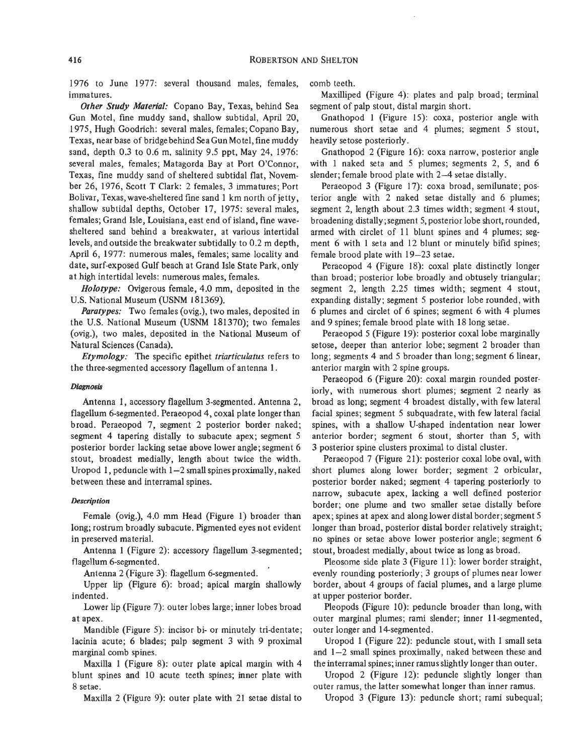1976 to June 1977: several thousand males, females, immatures.

***Other Study Material:*** Copano Bay, Texas, behind Sea Gun Motel, fine muddy sand, shallow subtidal, April 20, 1975, Hugh Goodrich: several males, females; Copano Bay, Texas, near base of bridge behind Sea Gun Motel, fine muddy sand, depth 0.3 to 0.6 m, salinity 9.5 ppt, May 24, 1976: several males, females; Matagorda Bay at Port O'Connor, Texas, fine muddy sand of sheltered subtidal flat, November 26, 1976, Scott T Clark: 2 females, 3 immatures; Port Bolivar, Texas, wave-sheltered fine sand 1 km north of jetty, shallow subtidal depths, October 17, 1975: several males, females; Grand Isle, Louisiana, east end of island, fine wave-sheltered sand behind a breakwater, at various intertidal levels, and outside the breakwater subtidally to 0.2 m depth, April 6, 1977: numerous males, females; same locality and date, surf-exposed Gulf beach at Grand Isle State Park, only at high intertidal levels: numerous males, females.

***Holotype:*** Ovigerous female, 4.0 mm, deposited in the U.S. National Museum (USNM 181369).

***Paratypes:*** Two females (ovig.), two males, deposited in the U.S. National Museum (USNM 181370); two females (ovig.), two males, deposited in the National Museum of Natural Sciences (Canada).

***Etymology:*** The specific epithet *triarticulatus* refers to the three-segmented accessory flagellum of antenna 1.

### *Diagnosis*

Antenna 1, accessory flagellum 3-segmented. Antenna 2, flagellum 6-segmented. Peraeopod 4, coxal plate longer than broad. Peraeopod 7, segment 2 posterior border naked; segment 4 tapering distally to subacute apex; segment 5 posterior border lacking setae above lower angle; segment 6 stout, broadest medially, length about twice the width. Uropod 1, peduncle with 1–2 small spines proximally, naked between these and interramal spines.

### *Description*

Female (ovig.), 4.0 mm Head (Figure 1) broader than long; rostrum broadly subacute. Pigmented eyes not evident in preserved material.

Antenna 1 (Figure 2): accessory flagellum 3-segmented; flagellum 6-segmented.

Antenna 2 (Figure 3): flagellum 6-segmented.

Upper lip (Figure 6): broad; apical margin shallowly indented.

Lower lip (Figure 7): outer lobes large; inner lobes broad at apex.

Mandible (Figure 5): incisor bi- or minutely tri-dentate; lacinia acute; 6 blades; palp segment 3 with 9 proximal marginal comb spines.

Maxilla 1 (Figure 8): outer plate apical margin with 4 blunt spines and 10 acute teeth spines; inner plate with 8 setae.

Maxilla 2 (Figure 9): outer plate with 21 setae distal to comb teeth.

Maxilliped (Figure 4): plates and palp broad; terminal segment of palp stout, distal margin short.

Gnathopod 1 (Figure 15): coxa, posterior angle with numerous short setae and 4 plumes; segment 5 stout, heavily setose posteriorly.

Gnathopod 2 (Figure 16): coxa narrow, posterior angle with 1 naked seta and 5 plumes; segments 2, 5, and 6 slender; female brood plate with 2–4 setae distally.

Peraeopod 3 (Figure 17): coxa broad, semilunate; posterior angle with 2 naked setae distally and 6 plumes; segment 2, length about 2.3 times width; segment 4 stout, broadening distally; segment 5, posterior lobe short, rounded, armed with circlet of 11 blunt spines and 4 plumes; segment 6 with 1 seta and 12 blunt or minutely bifid spines; female brood plate with 19–23 setae.

Peraeopod 4 (Figure 18): coxal plate distinctly longer than broad; posterior lobe broadly and obtusely triangular; segment 2, length 2.25 times width; segment 4 stout, expanding distally; segment 5 posterior lobe rounded, with 6 plumes and circlet of 6 spines; segment 6 with 4 plumes and 9 spines; female brood plate with 18 long setae.

Peraeopod 5 (Figure 19): posterior coxal lobe marginally setose, deeper than anterior lobe; segment 2 broader than long; segments 4 and 5 broader than long; segment 6 linear, anterior margin with 2 spine groups.

Peraeopod 6 (Figure 20): coxal margin rounded posteriorly, with numerous short plumes; segment 2 nearly as broad as long; segment 4 broadest distally, with few lateral facial spines; segment 5 subquadrate, with few lateral facial spines, with a shallow U-shaped indentation near lower anterior border; segment 6 stout, shorter than 5, with 3 posterior spine clusters proximal to distal cluster.

Peraeopod 7 (Figure 21): posterior coxal lobe oval, with short plumes along lower border; segment 2 orbicular, posterior border naked; segment 4 tapering posteriorly to narrow, subacute apex, lacking a well defined posterior border; one plume and two smaller setae distally before apex; spines at apex and along lower distal border; segment 5 longer than broad, posterior distal border relatively straight; no spines or setae above lower posterior angle; segment 6 stout, broadest medially, about twice as long as broad.

Pleosome side plate 3 (Figure 11): lower border straight, evenly rounding posteriorly; 3 groups of plumes near lower border, about 4 groups of facial plumes, and a large plume at upper posterior border.

Pleopods (Figure 10): peduncle broader than long, with outer marginal plumes; rami slender; inner 11-segmented, outer longer and 14-segmented.

Uropod 1 (Figure 22): peduncle stout, with 1 small seta and 1–2 small spines proximally, naked between these and the interramal spines; inner ramus slightly longer than outer.

Uropod 2 (Figure 12): peduncle slightly longer than outer ramus, the latter somewhat longer than inner ramus.

Uropod 3 (Figure 13): peduncle short; rami subequal;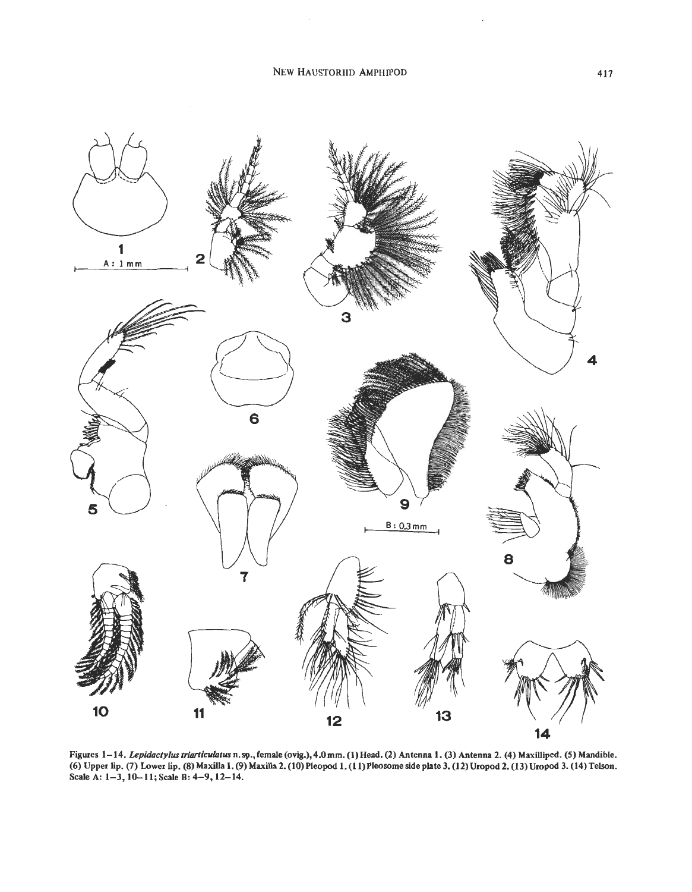Figures 1–14. *Lepidactylus triarticulatus* n. sp., female (ovig.), 4.0 mm. (1) Head. (2) Antenna 1. (3) Antenna 2. (4) Maxilliped. (5) Mandible. (6) Upper lip. (7) Lower lip. (8) Maxilla 1. (9) Maxilla 2. (10) Pleopod 1. (11) Pleosome side plate 3. (12) Uropod 2. (13) Uropod 3. (14) Telson. Scale A: 1–3, 10–11; Scale B: 4–9, 12–14.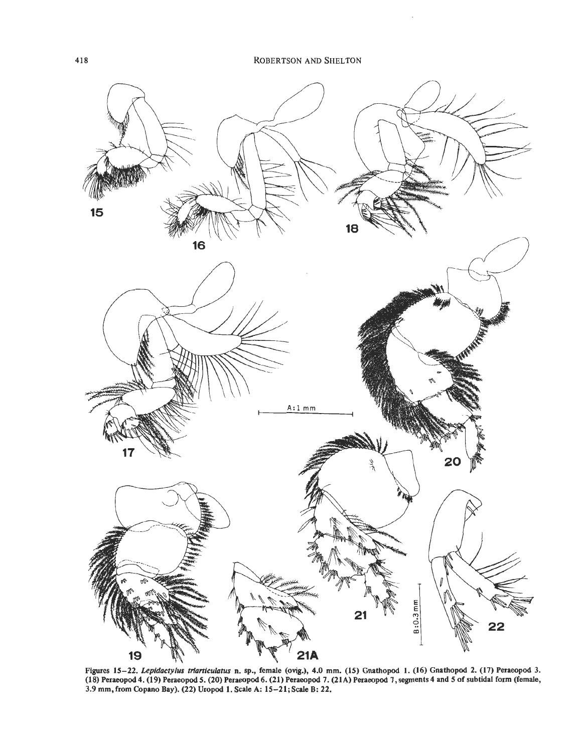Figures 15–22. *Lepidactylus triarticulatus* n. sp., female (ovig.), 4.0 mm. (15) Gnathopod 1. (16) Gnathopod 2. (17) Peraeopod 3. (18) Peraeopod 4. (19) Peraeopod 5. (20) Peraeopod 6. (21) Peraeopod 7. (21A) Peraeopod 7, segments 4 and 5 of subtidal form (female, 3.9 mm, from Copano Bay). (22) Uropod 1. Scale A: 15–21; Scale B: 22.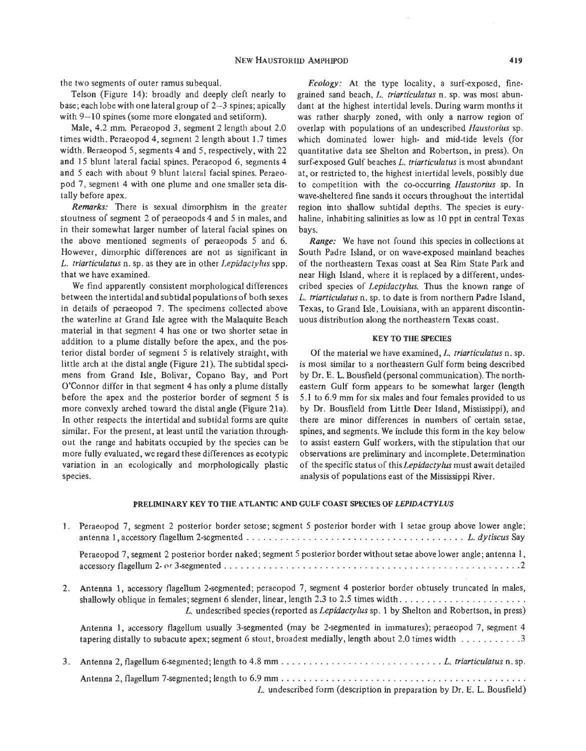the two segments of outer ramus subequal.

Telson (Figure 14): broadly and deeply cleft nearly to base; each lobe with one lateral group of 2–3 spines; apically with 9–10 spines (some more elongated and setiform).

Male, 4.2 mm. Peraeopod 3, segment 2 length about 2.0 times width. Peraeopod 4, segment 2 length about 1.7 times width. Peraeopod 5, segments 4 and 5, respectively, with 22 and 15 blunt lateral facial spines. Peraeopod 6, segments 4 and 5 each with about 9 blunt lateral facial spines. Peraeopod 7, segment 4 with one plume and one smaller seta distally before apex.

*Remarks:* There is sexual dimorphism in the greater stoutness of segment 2 of peraeopods 4 and 5 in males, and in their somewhat larger number of lateral facial spines on the above mentioned segments of peraeopods 5 and 6. However, dimorphic differences are not as significant in *L. triarticulatus* n. sp. as they are in other *Lepidactylus* spp. that we have examined.

We find apparently consistent morphological differences between the intertidal and subtidal populations of both sexes in details of peraeopod 7. The specimens collected above the waterline at Grand Isle agree with the Malaquite Beach material in that segment 4 has one or two shorter setae in addition to a plume distally before the apex, and the posterior distal border of segment 5 is relatively straight, with little arch at the distal angle (Figure 21). The subtidal specimens from Grand Isle, Bolivar, Copano Bay, and Port O'Connor differ in that segment 4 has only a plume distally before the apex and the posterior border of segment 5 is more convexly arched toward the distal angle (Figure 21a). In other respects the intertidal and subtidal forms are quite similar. For the present, at least until the variation throughout the range and habitats occupied by the species can be more fully evaluated, we regard these differences as ecotypic variation in an ecologically and morphologically plastic species.

*Ecology:* At the type locality, a surf-exposed, fine-grained sand beach, *L. triarticulatus* n. sp. was most abundant at the highest intertidal levels. During warm months it was rather sharply zoned, with only a narrow region of overlap with populations of an undescribed *Haustorius* sp. which dominated lower high- and mid-tide levels (for quantitative data see Shelton and Robertson, in press). On surf-exposed Gulf beaches *L. triarticulatus* is most abundant at, or restricted to, the highest intertidal levels, possibly due to competition with the co-occurring *Haustorius* sp. In wave-sheltered fine sands it occurs throughout the intertidal region into shallow subtidal depths. The species is euryhaline, inhabiting salinities as low as 10 ppt in central Texas bays.

*Range:* We have not found this species in collections at South Padre Island, or on wave-exposed mainland beaches of the northeastern Texas coast at Sea Rim State Park and near High Island, where it is replaced by a different, undescribed species of *Lepidactylus*. Thus the known range of *L. triarticulatus* n. sp. to date is from northern Padre Island, Texas, to Grand Isle, Louisiana, with an apparent discontinuous distribution along the northeastern Texas coast.

## KEY TO THE SPECIES

Of the material we have examined, *L. triarticulatus* n. sp. is most similar to a northeastern Gulf form being described by Dr. E. L. Bousfield (personal communication). The northeastern Gulf form appears to be somewhat larger (length 5.1 to 6.9 mm for six males and four females provided to us by Dr. Bousfield from Little Deer Island, Mississippi), and there are minor differences in numbers of certain setae, spines, and segments. We include this form in the key below to assist eastern Gulf workers, with the stipulation that our observations are preliminary and incomplete. Determination of the specific status of this *Lepidactylus* must await detailed analysis of populations east of the Mississippi River.

### PRELIMINARY KEY TO THE ATLANTIC AND GULF COAST SPECIES OF *LEPIDACTYLUS*

1. Peraeopod 7, segment 2 posterior border setose; segment 5 posterior border with 1 setae group above lower angle; antenna 1, accessory flagellum 2-segmented . . . . . . . . . . . . . . . . . . . . . . . . . . . . . . . . . . . . . . *L. dytiscus* Say

   Peraeopod 7, segment 2 posterior border naked; segment 5 posterior border without setae above lower angle; antenna 1, accessory flagellum 2- or 3-segmented . . . . . . . . . . . . . . . . . . . . . . . . . . . . . . . . . . . . . . . . . . . . . . . . . . . . 2

2. Antenna 1, accessory flagellum 2-segmented; peraeopod 7, segment 4 posterior border obtusely truncated in males, shallowly oblique in females; segment 6 slender, linear, length 2.3 to 2.5 times width. . . . . . . . . . . . . . . . . . . . . . . *L.* undescribed species (reported as *Lepidactylus* sp. 1 by Shelton and Robertson, in press)

   Antenna 1, accessory flagellum usually 3-segmented (may be 2-segmented in immatures); peraeopod 7, segment 4 tapering distally to subacute apex; segment 6 stout, broadest medially, length about 2.0 times width . . . . . . . . . . . 3

3. Antenna 2, flagellum 6-segmented; length to 4.8 mm . . . . . . . . . . . . . . . . . . . . . . . . . . . . . *L. triarticulatus* n. sp.

   Antenna 2, flagellum 7-segmented; length to 6.9 mm . . . . . . . . . . . . . . . . . . . . . . . . . . . . . . . . . . . . . . . . . . . . . . *L.* undescribed form (description in preparation by Dr. E. L. Bousfield)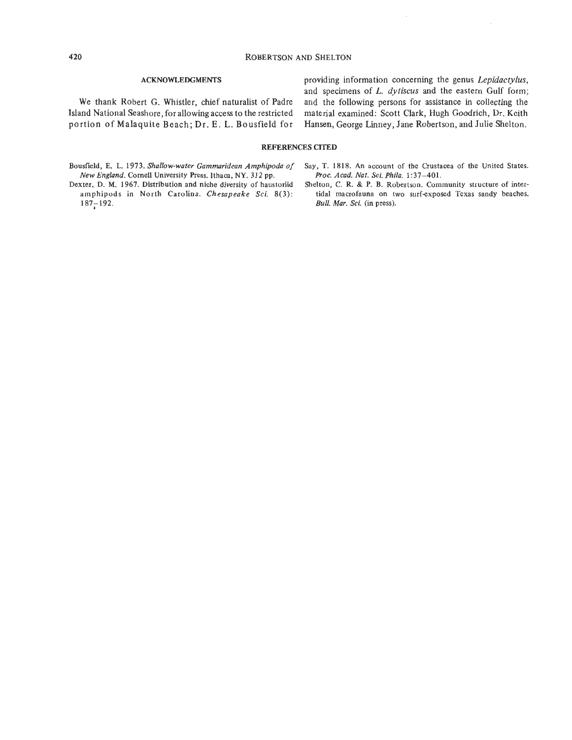## ACKNOWLEDGMENTS

We thank Robert G. Whistler, chief naturalist of Padre Island National Seashore, for allowing access to the restricted portion of Malaquite Beach; Dr. E. L. Bousfield for providing information concerning the genus *Lepidactylus*, and specimens of *L. dytiscus* and the eastern Gulf form; and the following persons for assistance in collecting the material examined: Scott Clark, Hugh Goodrich, Dr. Keith Hansen, George Linney, Jane Robertson, and Julie Shelton.

## REFERENCES CITED

Bousfield, E. L. 1973. *Shallow-water Gammaridean Amphipoda of New England*. Cornell University Press. Ithaca, NY. 312 pp.

Dexter, D. M. 1967. Distribution and niche diversity of haustoriid amphipods in North Carolina. *Chesapeake Sci.* 8(3): 187–192.

Say, T. 1818. An account of the Crustacea of the United States. *Proc. Acad. Nat. Sci. Phila.* 1:37–401.

Shelton, C. R. & P. B. Robertson. Community structure of intertidal macrofauna on two surf-exposed Texas sandy beaches. *Bull. Mar. Sci.* (in press).